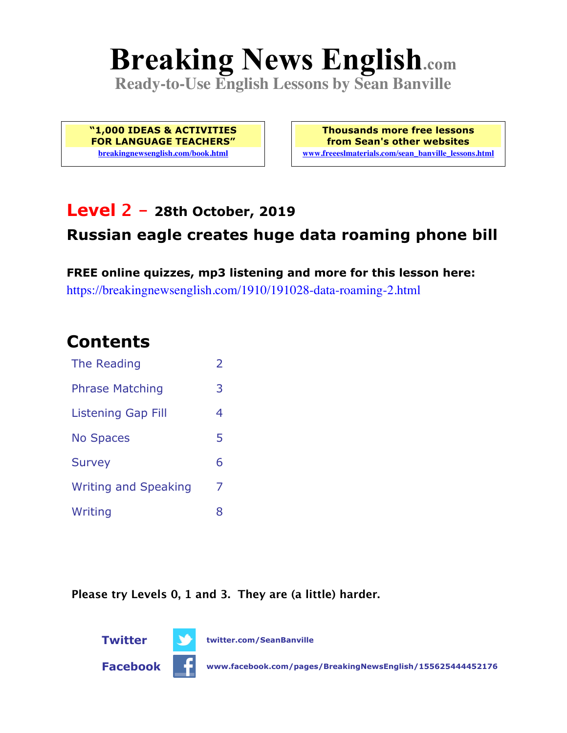# Breaking News English.com

**Ready-to-Use English Lessons by Sean Banville**

**"1,000 IDEAS & ACTIVITIES FOR LANGUAGE TEACHERS"**
breakingnewsenglish.com/book.html

**Thousands more free lessons from Sean's other websites**
www.freeeslmaterials.com/sean_banville_lessons.html

## Level 2 – 28th October, 2019

## Russian eagle creates huge data roaming phone bill

**FREE online quizzes, mp3 listening and more for this lesson here:**
https://breakingnewsenglish.com/1910/191028-data-roaming-2.html

## Contents

| | |
|---|---|
| The Reading | 2 |
| Phrase Matching | 3 |
| Listening Gap Fill | 4 |
| No Spaces | 5 |
| Survey | 6 |
| Writing and Speaking | 7 |
| Writing | 8 |

**Please try Levels 0, 1 and 3. They are (a little) harder.**

**Twitter** twitter.com/SeanBanville

**Facebook** www.facebook.com/pages/BreakingNewsEnglish/155625444452176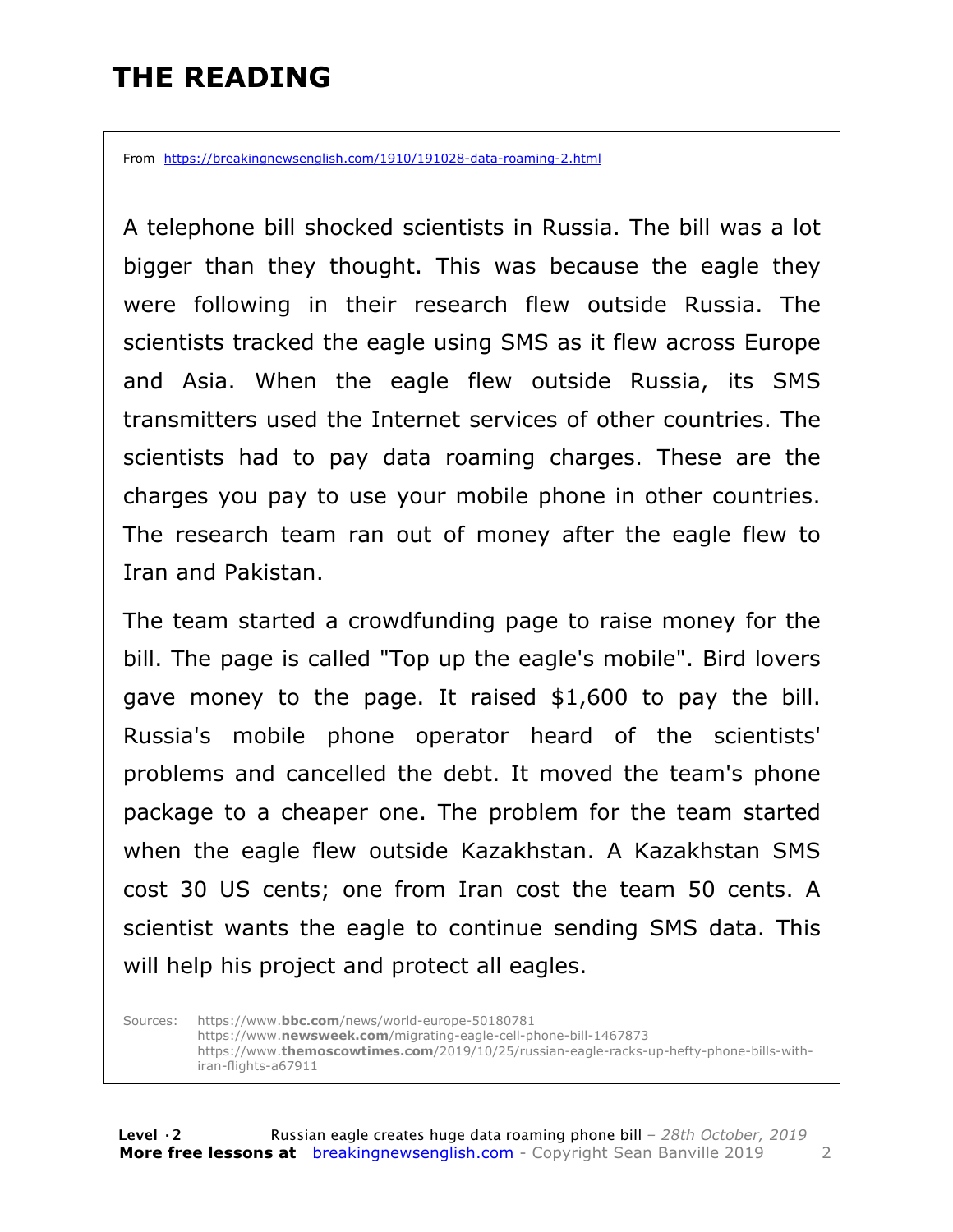# THE READING

From https://breakingnewsenglish.com/1910/191028-data-roaming-2.html

A telephone bill shocked scientists in Russia. The bill was a lot bigger than they thought. This was because the eagle they were following in their research flew outside Russia. The scientists tracked the eagle using SMS as it flew across Europe and Asia. When the eagle flew outside Russia, its SMS transmitters used the Internet services of other countries. The scientists had to pay data roaming charges. These are the charges you pay to use your mobile phone in other countries. The research team ran out of money after the eagle flew to Iran and Pakistan.

The team started a crowdfunding page to raise money for the bill. The page is called "Top up the eagle's mobile". Bird lovers gave money to the page. It raised $1,600 to pay the bill. Russia's mobile phone operator heard of the scientists' problems and cancelled the debt. It moved the team's phone package to a cheaper one. The problem for the team started when the eagle flew outside Kazakhstan. A Kazakhstan SMS cost 30 US cents; one from Iran cost the team 50 cents. A scientist wants the eagle to continue sending SMS data. This will help his project and protect all eagles.

Sources: https://www.**bbc.com**/news/world-europe-50180781
https://www.**newsweek.com**/migrating-eagle-cell-phone-bill-1467873
https://www.**themoscowtimes.com**/2019/10/25/russian-eagle-racks-up-hefty-phone-bills-with-iran-flights-a67911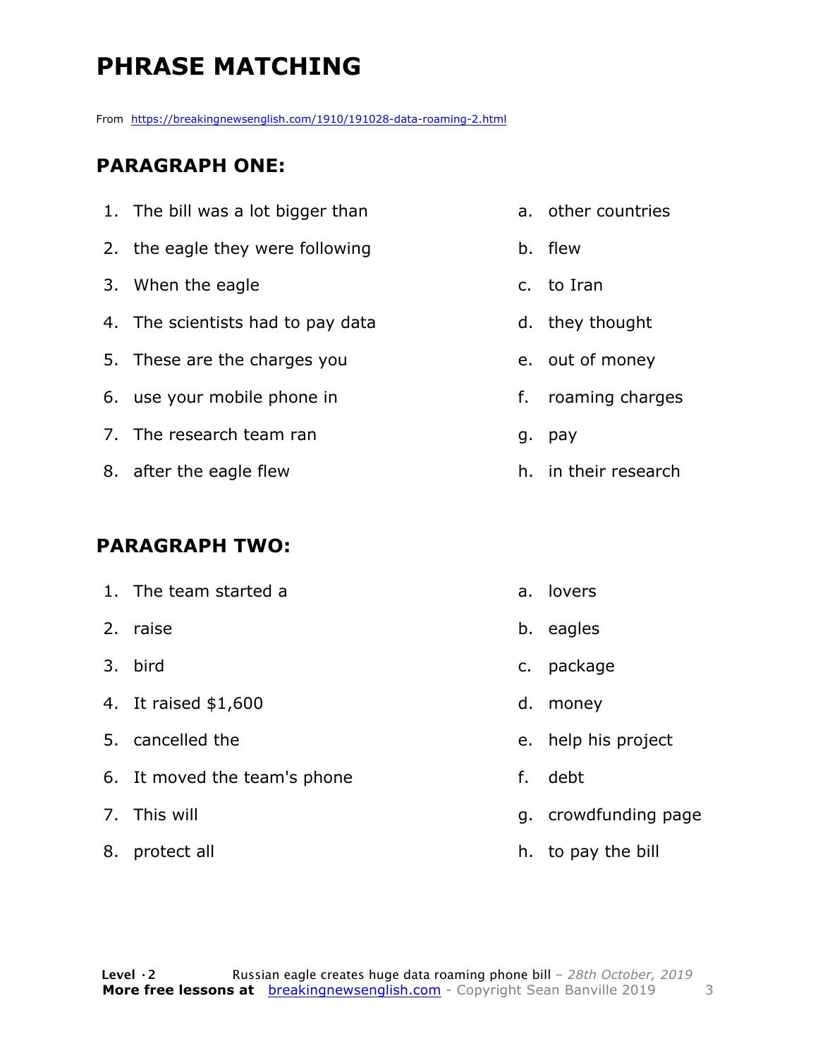# PHRASE MATCHING

From https://breakingnewsenglish.com/1910/191028-data-roaming-2.html

## PARAGRAPH ONE:

| | |
|---|---|
| 1. The bill was a lot bigger than | a. other countries |
| 2. the eagle they were following | b. flew |
| 3. When the eagle | c. to Iran |
| 4. The scientists had to pay data | d. they thought |
| 5. These are the charges you | e. out of money |
| 6. use your mobile phone in | f. roaming charges |
| 7. The research team ran | g. pay |
| 8. after the eagle flew | h. in their research |

## PARAGRAPH TWO:

| | |
|---|---|
| 1. The team started a | a. lovers |
| 2. raise | b. eagles |
| 3. bird | c. package |
| 4. It raised $1,600 | d. money |
| 5. cancelled the | e. help his project |
| 6. It moved the team's phone | f. debt |
| 7. This will | g. crowdfunding page |
| 8. protect all | h. to pay the bill |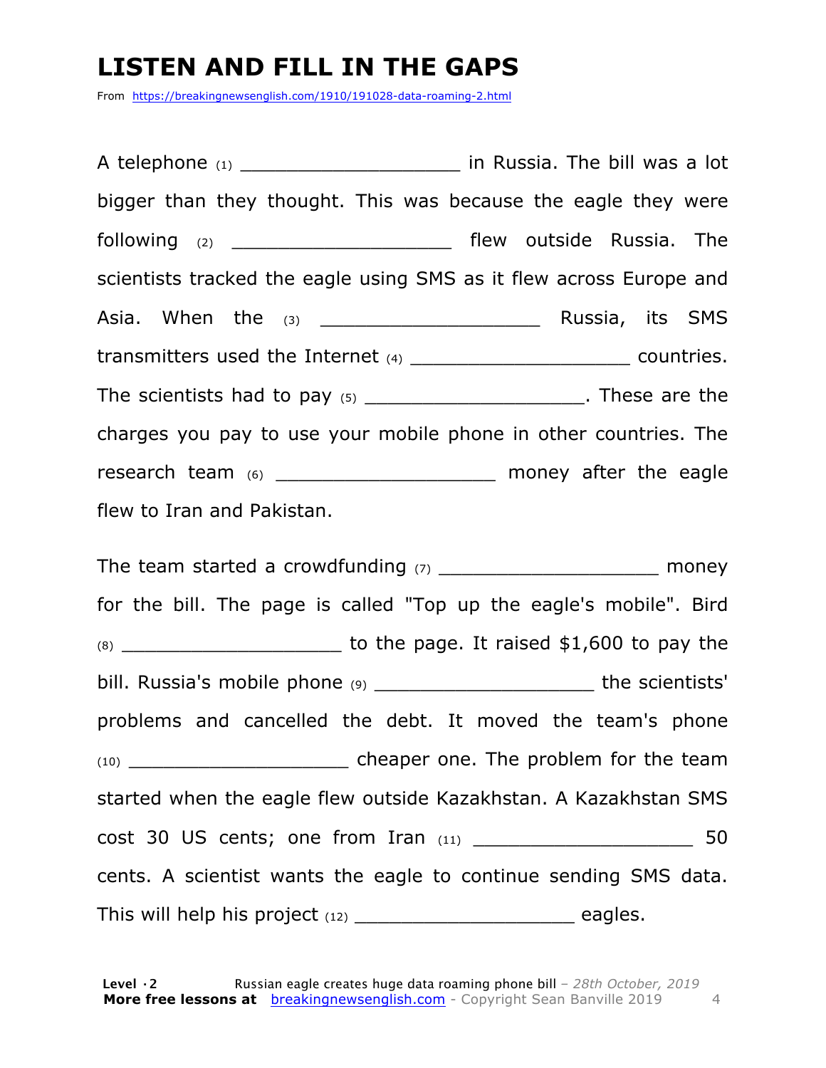# LISTEN AND FILL IN THE GAPS

From https://breakingnewsenglish.com/1910/191028-data-roaming-2.html

A telephone (1) ___________________ in Russia. The bill was a lot bigger than they thought. This was because the eagle they were following (2) ___________________ flew outside Russia. The scientists tracked the eagle using SMS as it flew across Europe and Asia. When the (3) ___________________ Russia, its SMS transmitters used the Internet (4) ___________________ countries. The scientists had to pay (5) ___________________. These are the charges you pay to use your mobile phone in other countries. The research team (6) ___________________ money after the eagle flew to Iran and Pakistan.

The team started a crowdfunding (7) ___________________ money for the bill. The page is called "Top up the eagle's mobile". Bird (8) ___________________ to the page. It raised $1,600 to pay the bill. Russia's mobile phone (9) ___________________ the scientists' problems and cancelled the debt. It moved the team's phone (10) ___________________ cheaper one. The problem for the team started when the eagle flew outside Kazakhstan. A Kazakhstan SMS cost 30 US cents; one from Iran (11) ___________________ 50 cents. A scientist wants the eagle to continue sending SMS data. This will help his project (12) ___________________ eagles.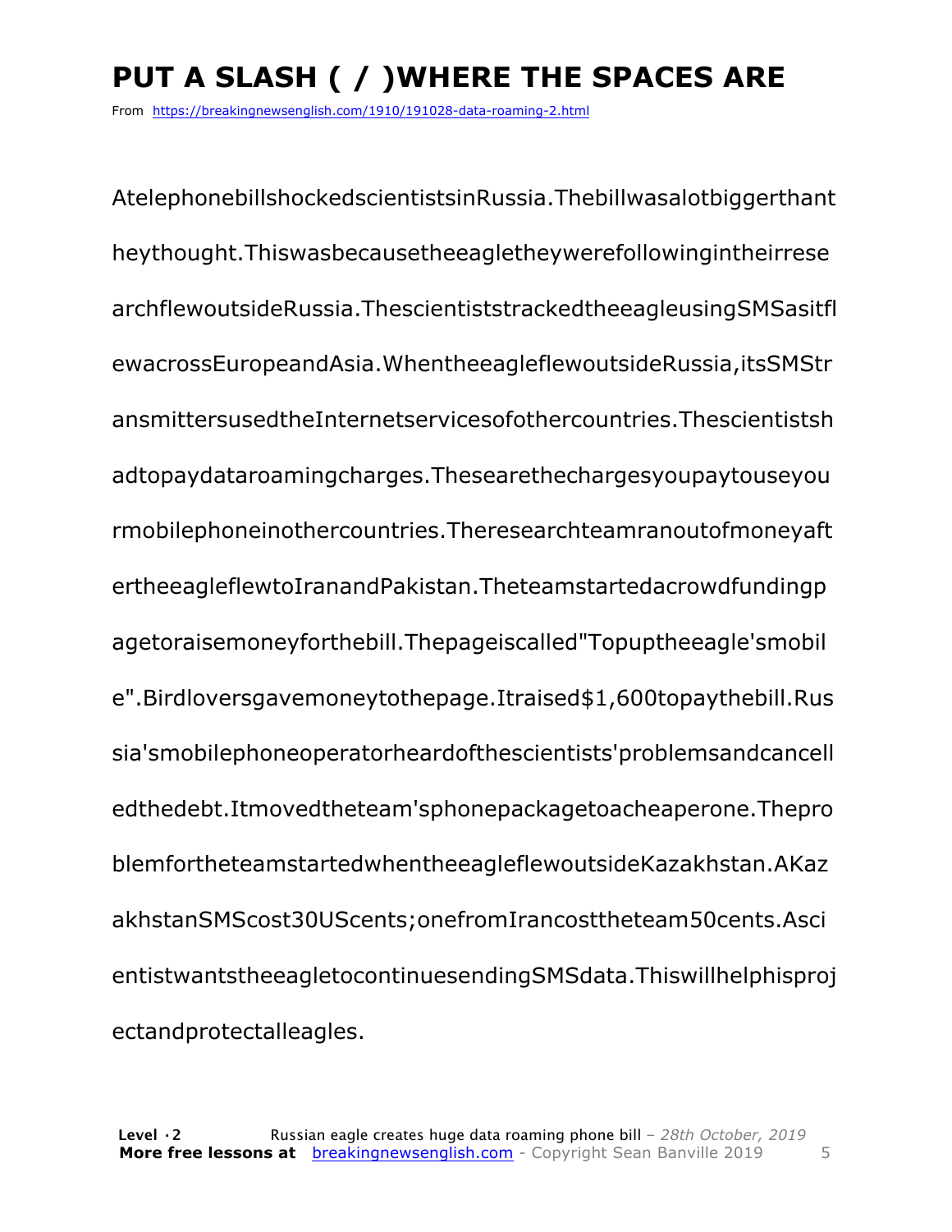# PUT A SLASH ( / )WHERE THE SPACES ARE

From https://breakingnewsenglish.com/1910/191028-data-roaming-2.html

AtelephonebillshockedscientistsinRussia.Thebillwasalotbiggerthant
heythought.Thiswasbecausetheeagletheywerefollowingintheirrese
archflewoutsideRussia.ThescientiststrackedtheeagleusingSMSasitfl
ewacrossEuropeandAsia.WhentheeagleflewoutsideRussia,itsSMStr
ansmittersusedtheInternetservicesofothercountries.Thescientistsh
adtopaydataroamingcharges.Thesearethechargesyoupaytouseyou
rmobilephoneinothercountries.Theresearchteamranoutofmoneyaft
ertheeagleflewtoIranandPakistan.Theteamstartedacrowdfundingp
agetoraisemoneyforthebill.Thepageiscalled"Topuptheeagle'smobil
e".Birdloversgavemoneytothepage.Itraised$1,600topaythebill.Rus
sia'smobilephoneoperatorheardofthescientists'problemsandcancell
edthedebt.Itmovedtheteam'sphonepackagetoacheaperone.Thepro
blemfortheteamstartedwhentheeagleflewoutsideKazakhstan.AKaz
akhstanSMScost30UScents;onefromIrancosttheteam50cents.Asci
entistwantstheeagletocontinuesendingSMSdata.Thiswillhelphisproj
ectandprotectalleagles.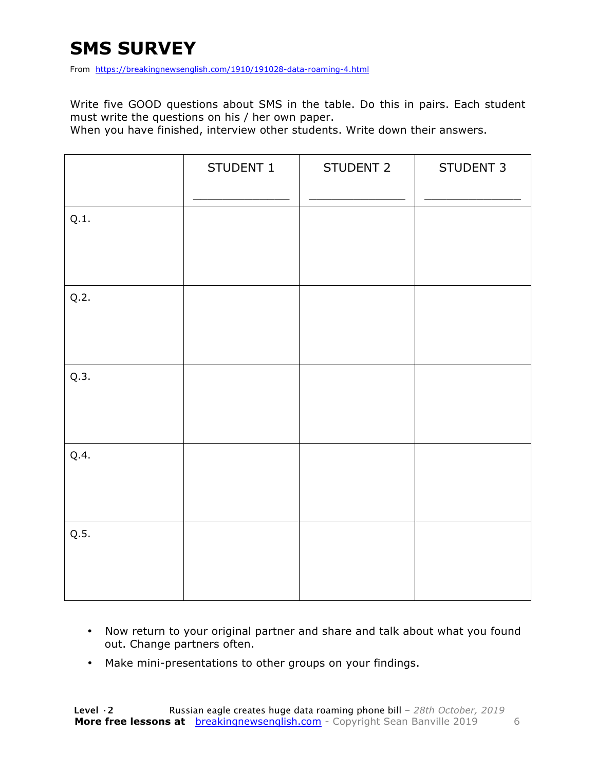# SMS SURVEY

From https://breakingnewsenglish.com/1910/191028-data-roaming-4.html

Write five GOOD questions about SMS in the table. Do this in pairs. Each student must write the questions on his / her own paper.
When you have finished, interview other students. Write down their answers.

| | STUDENT 1<br>_____________ | STUDENT 2<br>_____________ | STUDENT 3<br>_____________ |
|---|---|---|---|
| Q.1. | | | |
| Q.2. | | | |
| Q.3. | | | |
| Q.4. | | | |
| Q.5. | | | |

- Now return to your original partner and share and talk about what you found out. Change partners often.
- Make mini-presentations to other groups on your findings.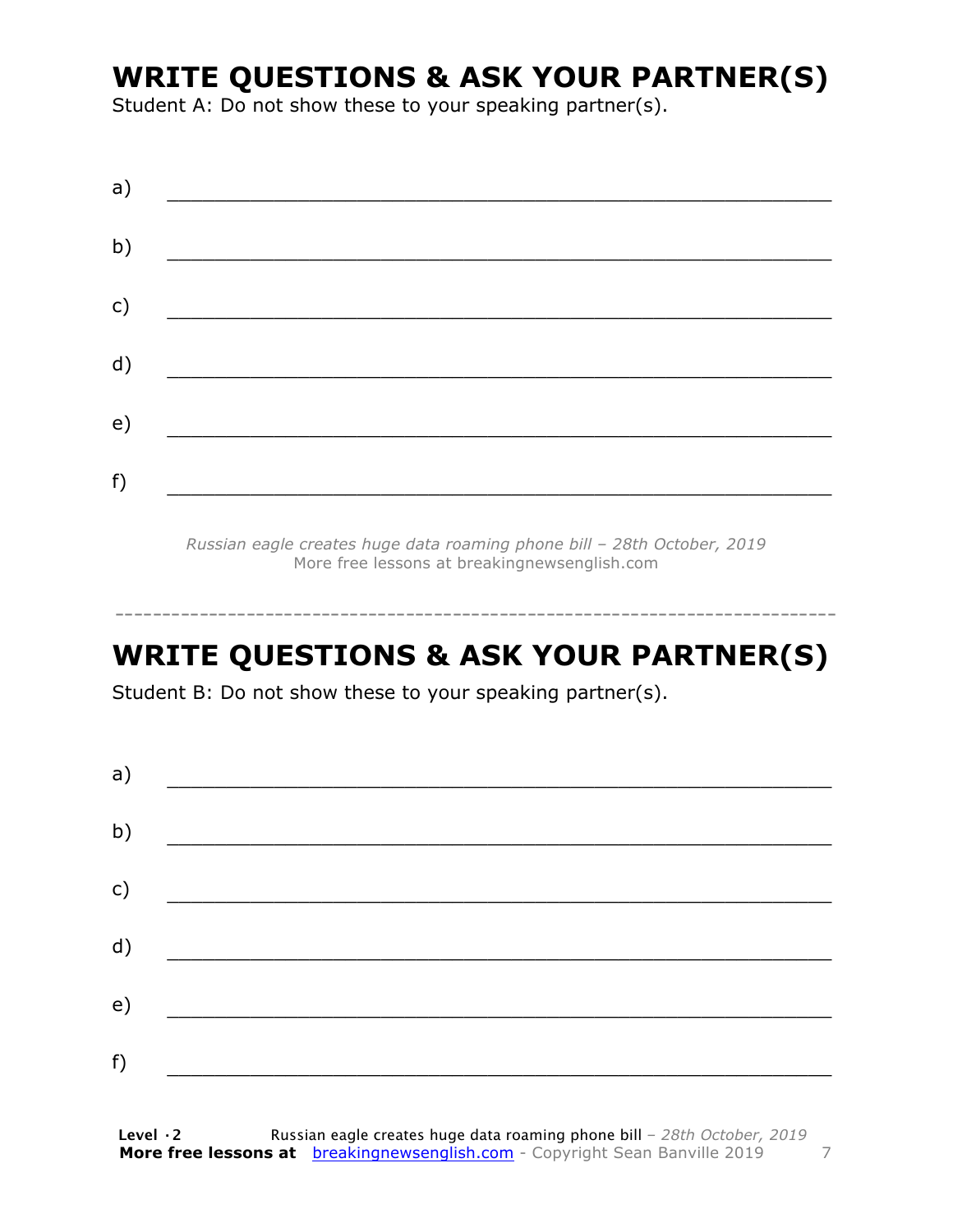# WRITE QUESTIONS & ASK YOUR PARTNER(S)

Student A: Do not show these to your speaking partner(s).

a) ___________________________________________________________

b) ___________________________________________________________

c) ___________________________________________________________

d) ___________________________________________________________

e) ___________________________________________________________

f) ___________________________________________________________

*Russian eagle creates huge data roaming phone bill – 28th October, 2019*
More free lessons at breakingnewsenglish.com

---

# WRITE QUESTIONS & ASK YOUR PARTNER(S)

Student B: Do not show these to your speaking partner(s).

a) ___________________________________________________________

b) ___________________________________________________________

c) ___________________________________________________________

d) ___________________________________________________________

e) ___________________________________________________________

f) ___________________________________________________________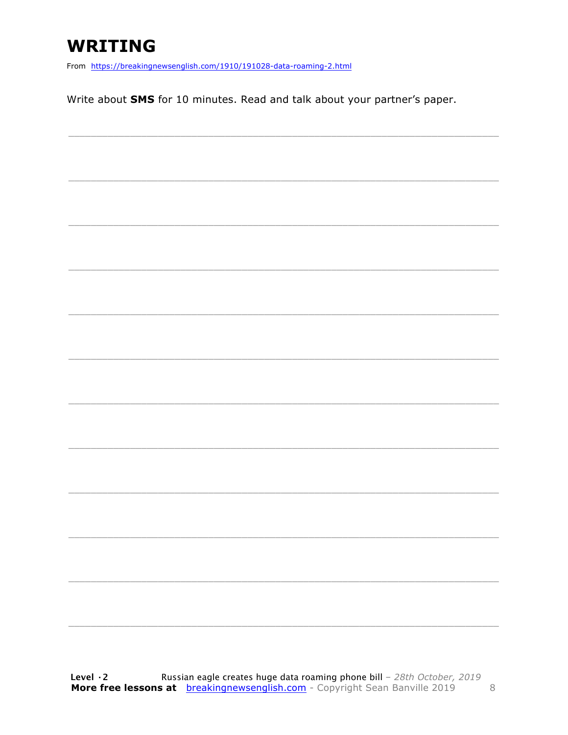# WRITING

From https://breakingnewsenglish.com/1910/191028-data-roaming-2.html

Write about **SMS** for 10 minutes. Read and talk about your partner's paper.